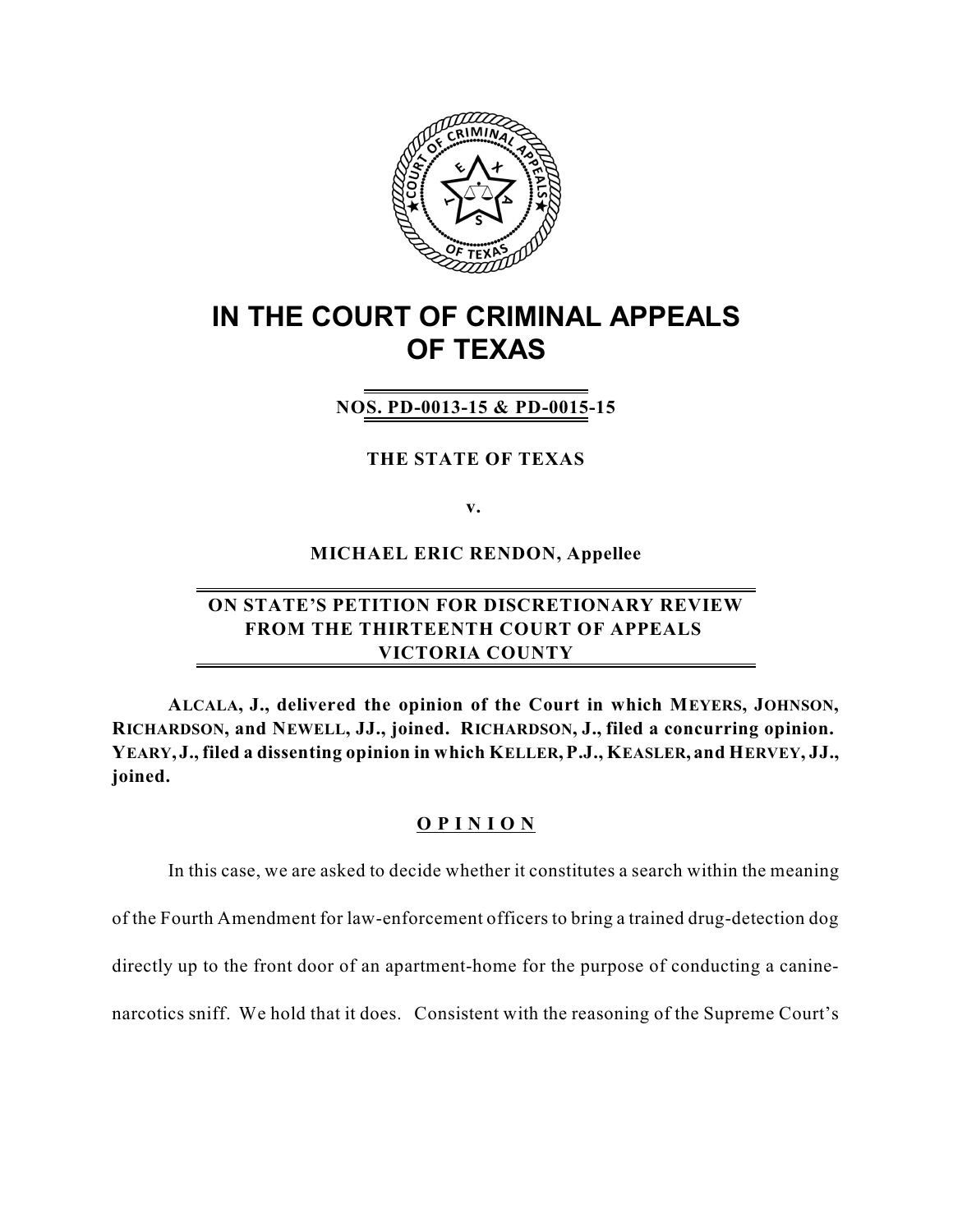# IN THE COURT OF CRIMINAL APPEALS OF TEXAS

**NOS. PD-0013-15 & PD-0015-15**

**THE STATE OF TEXAS**

**v.**

**MICHAEL ERIC RENDON, Appellee**

**ON STATE'S PETITION FOR DISCRETIONARY REVIEW FROM THE THIRTEENTH COURT OF APPEALS VICTORIA COUNTY**

**ALCALA, J., delivered the opinion of the Court in which MEYERS, JOHNSON, RICHARDSON, and NEWELL, JJ., joined. RICHARDSON, J., filed a concurring opinion. YEARY, J., filed a dissenting opinion in which KELLER, P.J., KEASLER, and HERVEY, JJ., joined.**

## OPINION

In this case, we are asked to decide whether it constitutes a search within the meaning of the Fourth Amendment for law-enforcement officers to bring a trained drug-detection dog directly up to the front door of an apartment-home for the purpose of conducting a canine-narcotics sniff. We hold that it does. Consistent with the reasoning of the Supreme Court's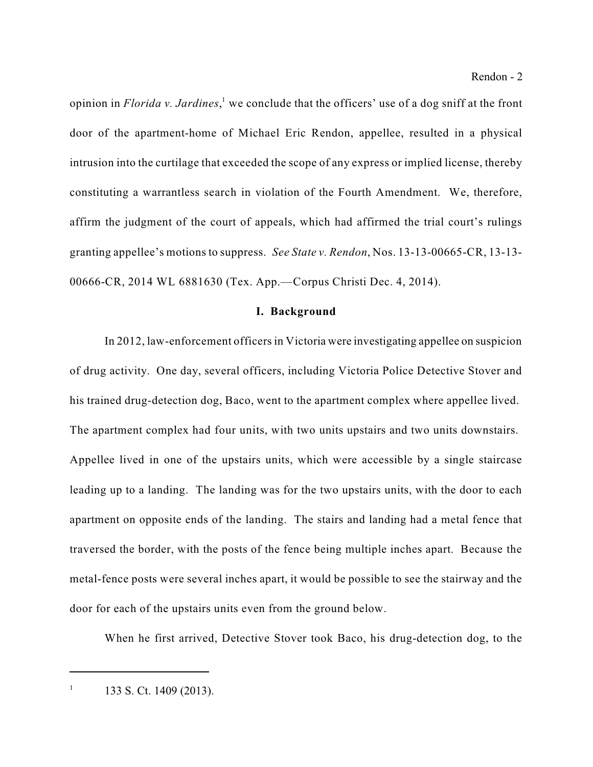opinion in *Florida v. Jardines*,[1] we conclude that the officers' use of a dog sniff at the front door of the apartment-home of Michael Eric Rendon, appellee, resulted in a physical intrusion into the curtilage that exceeded the scope of any express or implied license, thereby constituting a warrantless search in violation of the Fourth Amendment. We, therefore, affirm the judgment of the court of appeals, which had affirmed the trial court's rulings granting appellee's motions to suppress. *See State v. Rendon*, Nos. 13-13-00665-CR, 13-13-00666-CR, 2014 WL 6881630 (Tex. App.—Corpus Christi Dec. 4, 2014).

## I. Background

In 2012, law-enforcement officers in Victoria were investigating appellee on suspicion of drug activity. One day, several officers, including Victoria Police Detective Stover and his trained drug-detection dog, Baco, went to the apartment complex where appellee lived. The apartment complex had four units, with two units upstairs and two units downstairs. Appellee lived in one of the upstairs units, which were accessible by a single staircase leading up to a landing. The landing was for the two upstairs units, with the door to each apartment on opposite ends of the landing. The stairs and landing had a metal fence that traversed the border, with the posts of the fence being multiple inches apart. Because the metal-fence posts were several inches apart, it would be possible to see the stairway and the door for each of the upstairs units even from the ground below.

When he first arrived, Detective Stover took Baco, his drug-detection dog, to the

---

[1] 133 S. Ct. 1409 (2013).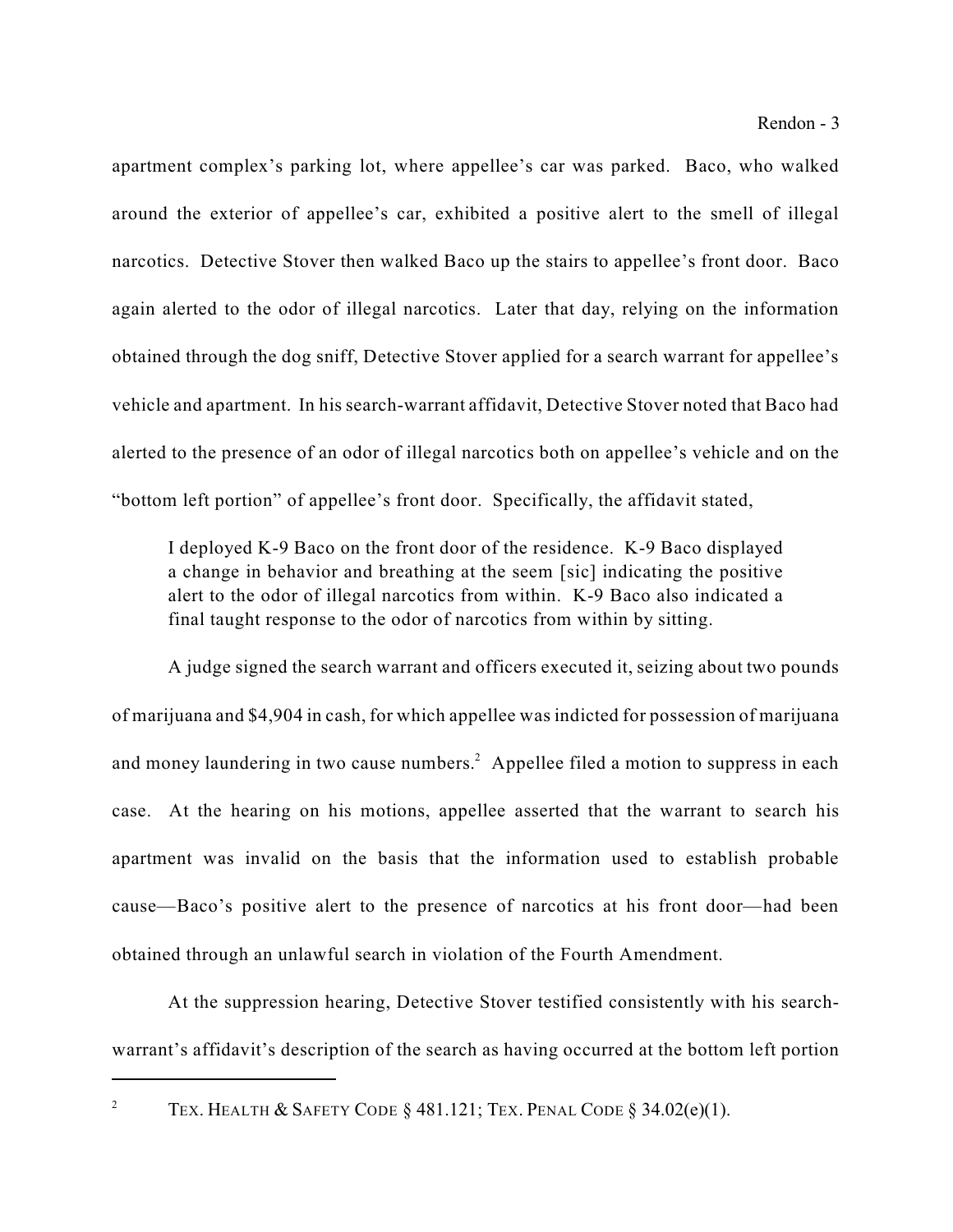apartment complex's parking lot, where appellee's car was parked. Baco, who walked around the exterior of appellee's car, exhibited a positive alert to the smell of illegal narcotics. Detective Stover then walked Baco up the stairs to appellee's front door. Baco again alerted to the odor of illegal narcotics. Later that day, relying on the information obtained through the dog sniff, Detective Stover applied for a search warrant for appellee's vehicle and apartment. In his search-warrant affidavit, Detective Stover noted that Baco had alerted to the presence of an odor of illegal narcotics both on appellee's vehicle and on the "bottom left portion" of appellee's front door. Specifically, the affidavit stated,

> I deployed K-9 Baco on the front door of the residence. K-9 Baco displayed a change in behavior and breathing at the seem [sic] indicating the positive alert to the odor of illegal narcotics from within. K-9 Baco also indicated a final taught response to the odor of narcotics from within by sitting.

A judge signed the search warrant and officers executed it, seizing about two pounds of marijuana and $4,904 in cash, for which appellee was indicted for possession of marijuana and money laundering in two cause numbers.[2] Appellee filed a motion to suppress in each case. At the hearing on his motions, appellee asserted that the warrant to search his apartment was invalid on the basis that the information used to establish probable cause—Baco's positive alert to the presence of narcotics at his front door—had been obtained through an unlawful search in violation of the Fourth Amendment.

At the suppression hearing, Detective Stover testified consistently with his search-warrant's affidavit's description of the search as having occurred at the bottom left portion

---

[2] TEX. HEALTH & SAFETY CODE § 481.121; TEX. PENAL CODE § 34.02(e)(1).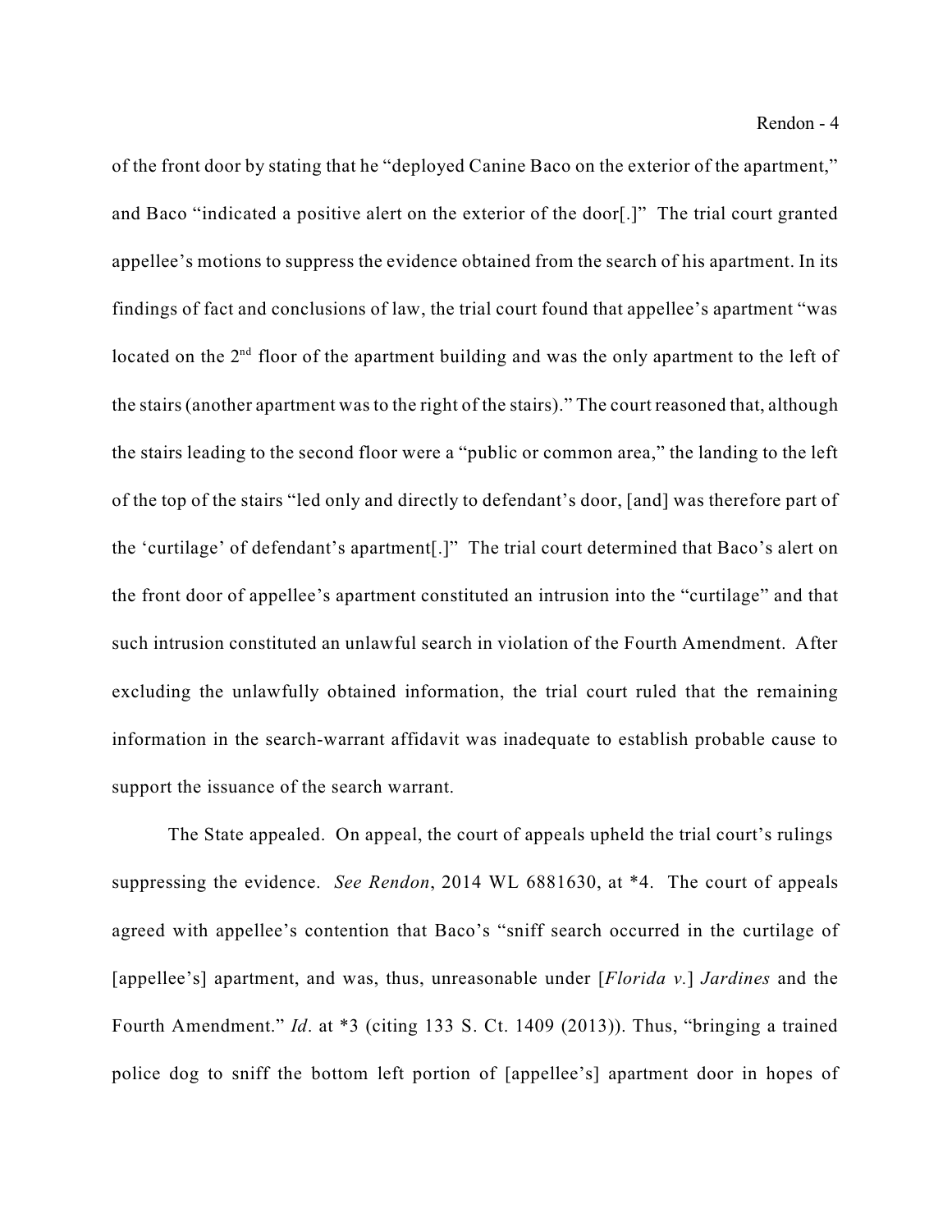of the front door by stating that he "deployed Canine Baco on the exterior of the apartment," and Baco "indicated a positive alert on the exterior of the door[.]" The trial court granted appellee's motions to suppress the evidence obtained from the search of his apartment. In its findings of fact and conclusions of law, the trial court found that appellee's apartment "was located on the 2nd floor of the apartment building and was the only apartment to the left of the stairs (another apartment was to the right of the stairs)." The court reasoned that, although the stairs leading to the second floor were a "public or common area," the landing to the left of the top of the stairs "led only and directly to defendant's door, [and] was therefore part of the 'curtilage' of defendant's apartment[.]" The trial court determined that Baco's alert on the front door of appellee's apartment constituted an intrusion into the "curtilage" and that such intrusion constituted an unlawful search in violation of the Fourth Amendment. After excluding the unlawfully obtained information, the trial court ruled that the remaining information in the search-warrant affidavit was inadequate to establish probable cause to support the issuance of the search warrant.

The State appealed. On appeal, the court of appeals upheld the trial court's rulings suppressing the evidence. *See Rendon*, 2014 WL 6881630, at *4. The court of appeals agreed with appellee's contention that Baco's "sniff search occurred in the curtilage of [appellee's] apartment, and was, thus, unreasonable under [*Florida v.*] *Jardines* and the Fourth Amendment." *Id*. at *3 (citing 133 S. Ct. 1409 (2013)). Thus, "bringing a trained police dog to sniff the bottom left portion of [appellee's] apartment door in hopes of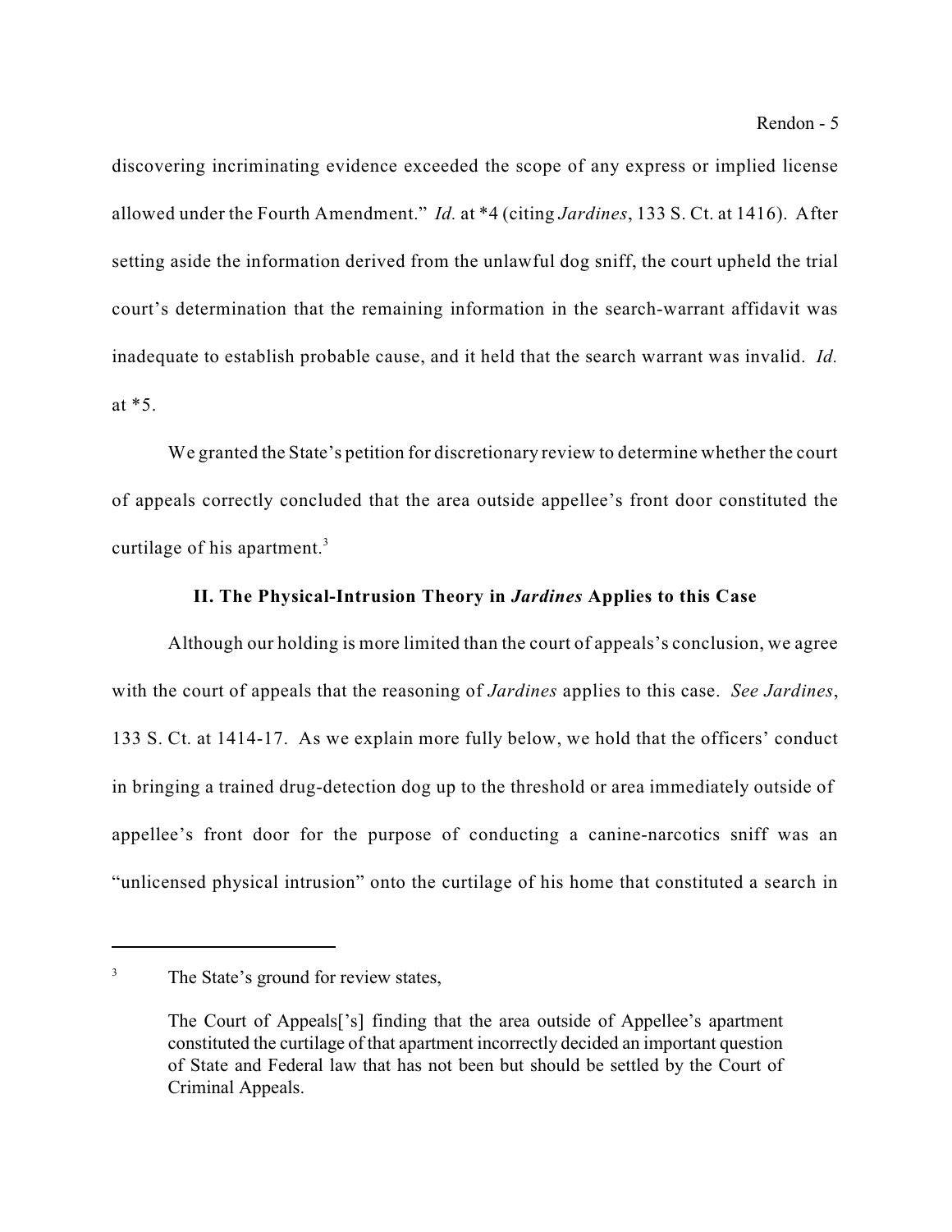discovering incriminating evidence exceeded the scope of any express or implied license allowed under the Fourth Amendment." *Id.* at *4 (citing *Jardines*, 133 S. Ct. at 1416). After setting aside the information derived from the unlawful dog sniff, the court upheld the trial court's determination that the remaining information in the search-warrant affidavit was inadequate to establish probable cause, and it held that the search warrant was invalid. *Id.* at *5.

We granted the State's petition for discretionary review to determine whether the court of appeals correctly concluded that the area outside appellee's front door constituted the curtilage of his apartment.[3]

## II. The Physical-Intrusion Theory in *Jardines* Applies to this Case

Although our holding is more limited than the court of appeals's conclusion, we agree with the court of appeals that the reasoning of *Jardines* applies to this case. *See Jardines*, 133 S. Ct. at 1414-17. As we explain more fully below, we hold that the officers' conduct in bringing a trained drug-detection dog up to the threshold or area immediately outside of appellee's front door for the purpose of conducting a canine-narcotics sniff was an "unlicensed physical intrusion" onto the curtilage of his home that constituted a search in

---

[3] The State's ground for review states,

> The Court of Appeals['s] finding that the area outside of Appellee's apartment constituted the curtilage of that apartment incorrectly decided an important question of State and Federal law that has not been but should be settled by the Court of Criminal Appeals.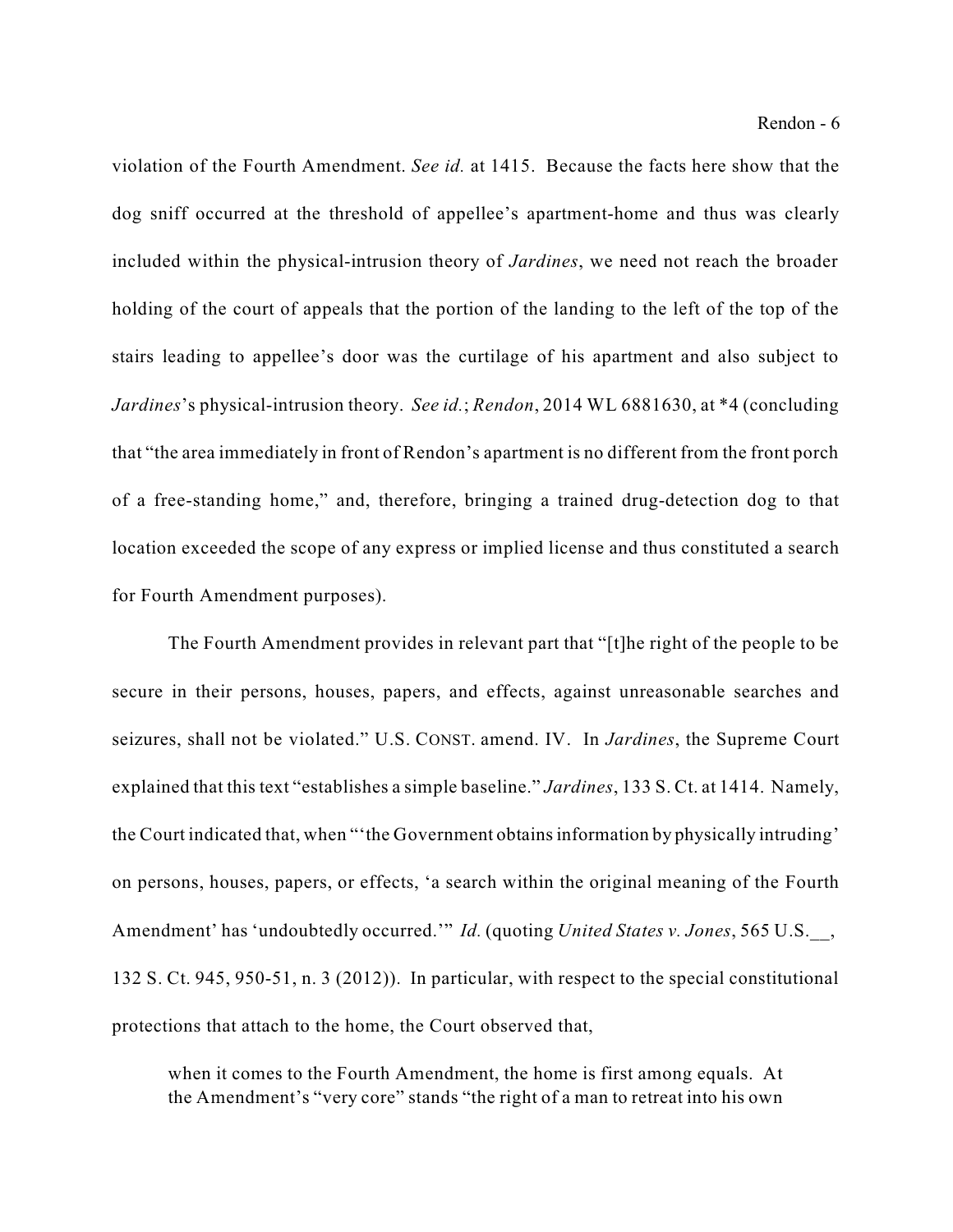violation of the Fourth Amendment. *See id.* at 1415. Because the facts here show that the dog sniff occurred at the threshold of appellee's apartment-home and thus was clearly included within the physical-intrusion theory of *Jardines*, we need not reach the broader holding of the court of appeals that the portion of the landing to the left of the top of the stairs leading to appellee's door was the curtilage of his apartment and also subject to *Jardines*'s physical-intrusion theory. *See id.*; *Rendon*, 2014 WL 6881630, at *4 (concluding that "the area immediately in front of Rendon's apartment is no different from the front porch of a free-standing home," and, therefore, bringing a trained drug-detection dog to that location exceeded the scope of any express or implied license and thus constituted a search for Fourth Amendment purposes).

The Fourth Amendment provides in relevant part that "[t]he right of the people to be secure in their persons, houses, papers, and effects, against unreasonable searches and seizures, shall not be violated." U.S. CONST. amend. IV. In *Jardines*, the Supreme Court explained that this text "establishes a simple baseline." *Jardines*, 133 S. Ct. at 1414. Namely, the Court indicated that, when "'the Government obtains information by physically intruding' on persons, houses, papers, or effects, 'a search within the original meaning of the Fourth Amendment' has 'undoubtedly occurred.'" *Id.* (quoting *United States v. Jones*, 565 U.S.__, 132 S. Ct. 945, 950-51, n. 3 (2012)). In particular, with respect to the special constitutional protections that attach to the home, the Court observed that,

> when it comes to the Fourth Amendment, the home is first among equals. At the Amendment's "very core" stands "the right of a man to retreat into his own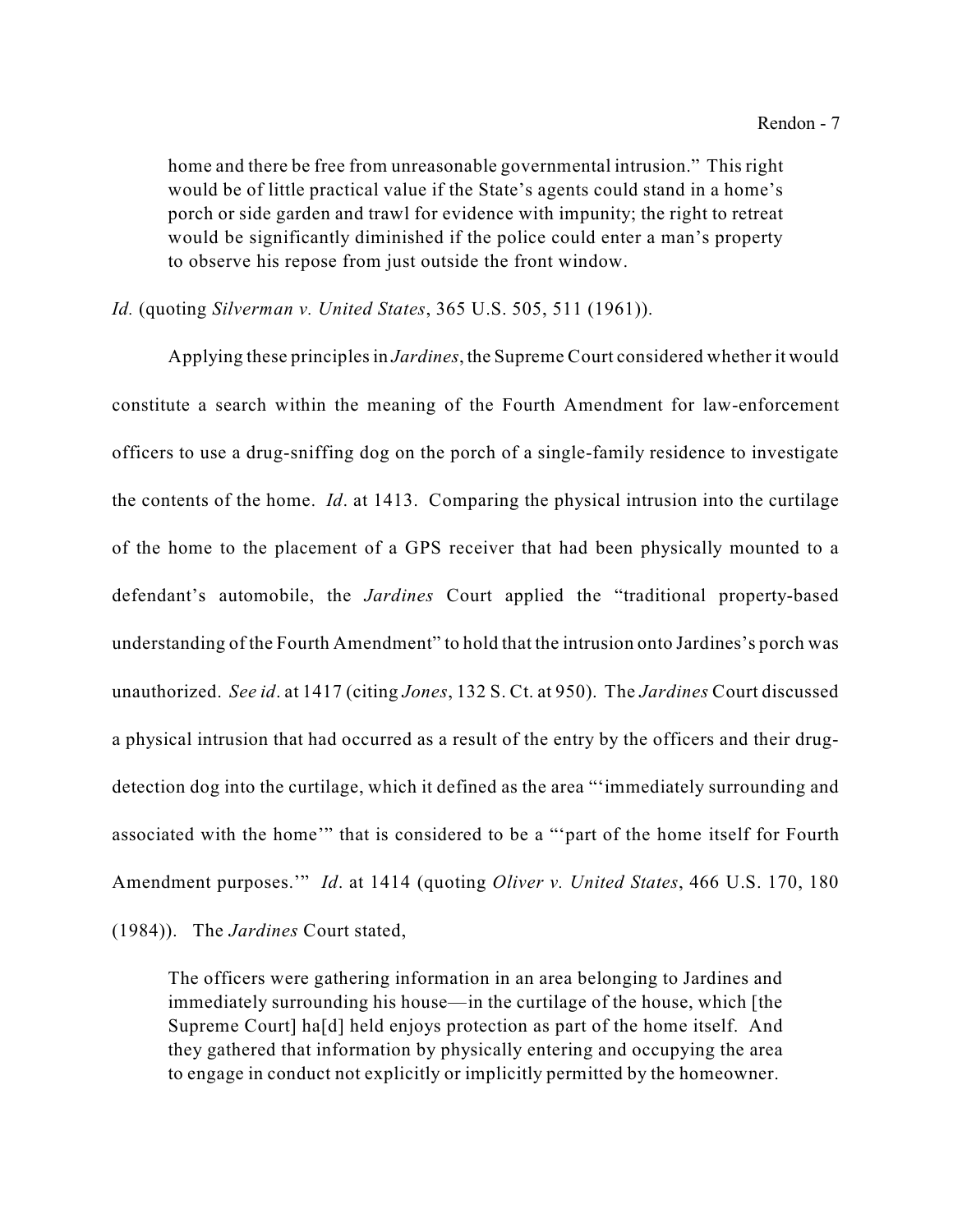> home and there be free from unreasonable governmental intrusion." This right would be of little practical value if the State's agents could stand in a home's porch or side garden and trawl for evidence with impunity; the right to retreat would be significantly diminished if the police could enter a man's property to observe his repose from just outside the front window.

*Id.* (quoting *Silverman v. United States*, 365 U.S. 505, 511 (1961)).

Applying these principles in *Jardines*, the Supreme Court considered whether it would constitute a search within the meaning of the Fourth Amendment for law-enforcement officers to use a drug-sniffing dog on the porch of a single-family residence to investigate the contents of the home. *Id*. at 1413. Comparing the physical intrusion into the curtilage of the home to the placement of a GPS receiver that had been physically mounted to a defendant's automobile, the *Jardines* Court applied the "traditional property-based understanding of the Fourth Amendment" to hold that the intrusion onto Jardines's porch was unauthorized. *See id*. at 1417 (citing *Jones*, 132 S. Ct. at 950). The *Jardines* Court discussed a physical intrusion that had occurred as a result of the entry by the officers and their drug-detection dog into the curtilage, which it defined as the area "'immediately surrounding and associated with the home'" that is considered to be a "'part of the home itself for Fourth Amendment purposes.'" *Id*. at 1414 (quoting *Oliver v. United States*, 466 U.S. 170, 180 (1984)). The *Jardines* Court stated,

> The officers were gathering information in an area belonging to Jardines and immediately surrounding his house—in the curtilage of the house, which [the Supreme Court] ha[d] held enjoys protection as part of the home itself. And they gathered that information by physically entering and occupying the area to engage in conduct not explicitly or implicitly permitted by the homeowner.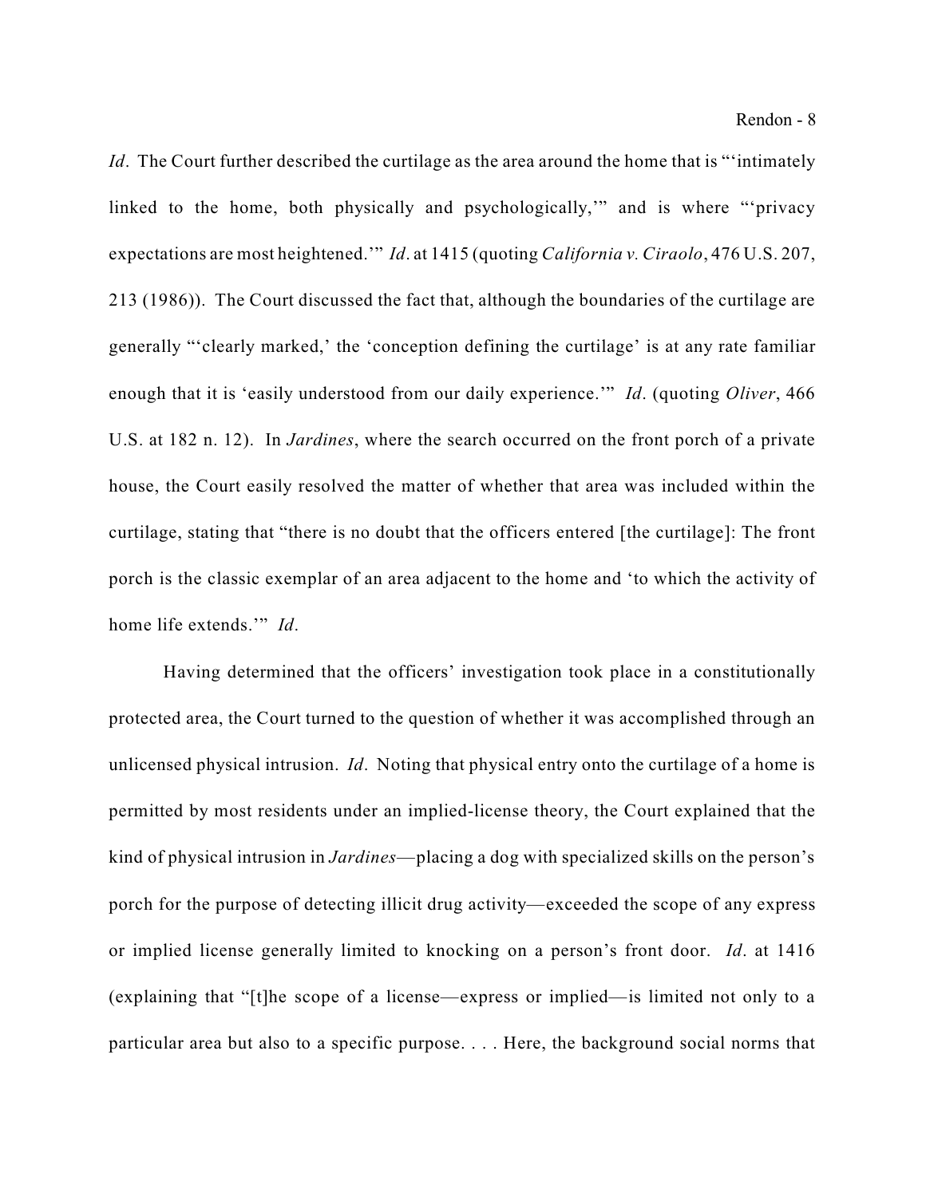*Id*. The Court further described the curtilage as the area around the home that is "'intimately linked to the home, both physically and psychologically,'" and is where "'privacy expectations are most heightened.'" *Id*. at 1415 (quoting *California v. Ciraolo*, 476 U.S. 207, 213 (1986)). The Court discussed the fact that, although the boundaries of the curtilage are generally "'clearly marked,' the 'conception defining the curtilage' is at any rate familiar enough that it is 'easily understood from our daily experience.'" *Id*. (quoting *Oliver*, 466 U.S. at 182 n. 12). In *Jardines*, where the search occurred on the front porch of a private house, the Court easily resolved the matter of whether that area was included within the curtilage, stating that "there is no doubt that the officers entered [the curtilage]: The front porch is the classic exemplar of an area adjacent to the home and 'to which the activity of home life extends.'" *Id*.

Having determined that the officers' investigation took place in a constitutionally protected area, the Court turned to the question of whether it was accomplished through an unlicensed physical intrusion. *Id*. Noting that physical entry onto the curtilage of a home is permitted by most residents under an implied-license theory, the Court explained that the kind of physical intrusion in *Jardines*—placing a dog with specialized skills on the person's porch for the purpose of detecting illicit drug activity—exceeded the scope of any express or implied license generally limited to knocking on a person's front door. *Id*. at 1416 (explaining that "[t]he scope of a license—express or implied—is limited not only to a particular area but also to a specific purpose. . . . Here, the background social norms that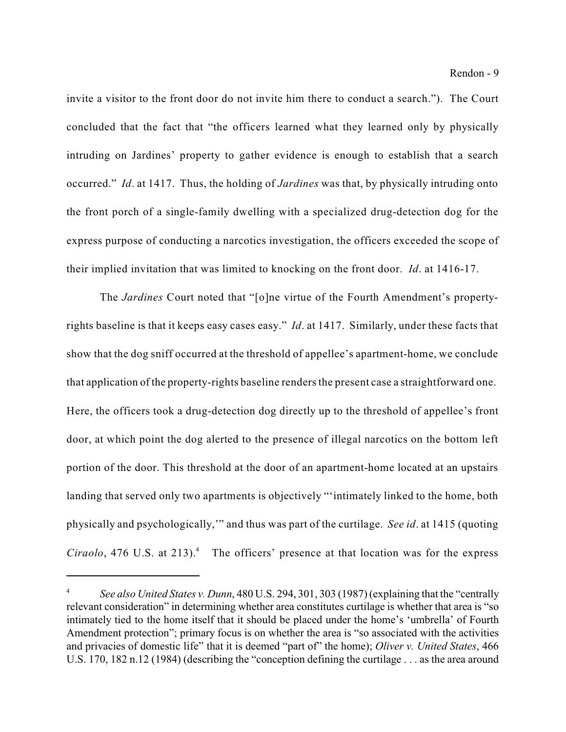invite a visitor to the front door do not invite him there to conduct a search."). The Court concluded that the fact that "the officers learned what they learned only by physically intruding on Jardines' property to gather evidence is enough to establish that a search occurred." *Id*. at 1417. Thus, the holding of *Jardines* was that, by physically intruding onto the front porch of a single-family dwelling with a specialized drug-detection dog for the express purpose of conducting a narcotics investigation, the officers exceeded the scope of their implied invitation that was limited to knocking on the front door. *Id*. at 1416-17.

The *Jardines* Court noted that "[o]ne virtue of the Fourth Amendment's property-rights baseline is that it keeps easy cases easy." *Id*. at 1417. Similarly, under these facts that show that the dog sniff occurred at the threshold of appellee's apartment-home, we conclude that application of the property-rights baseline renders the present case a straightforward one. Here, the officers took a drug-detection dog directly up to the threshold of appellee's front door, at which point the dog alerted to the presence of illegal narcotics on the bottom left portion of the door. This threshold at the door of an apartment-home located at an upstairs landing that served only two apartments is objectively "'intimately linked to the home, both physically and psychologically,'" and thus was part of the curtilage. *See id*. at 1415 (quoting *Ciraolo*, 476 U.S. at 213).[4] The officers' presence at that location was for the express

[4] *See also United States v. Dunn*, 480 U.S. 294, 301, 303 (1987) (explaining that the "centrally relevant consideration" in determining whether area constitutes curtilage is whether that area is "so intimately tied to the home itself that it should be placed under the home's 'umbrella' of Fourth Amendment protection"; primary focus is on whether the area is "so associated with the activities and privacies of domestic life" that it is deemed "part of" the home); *Oliver v. United States*, 466 U.S. 170, 182 n.12 (1984) (describing the "conception defining the curtilage . . . as the area around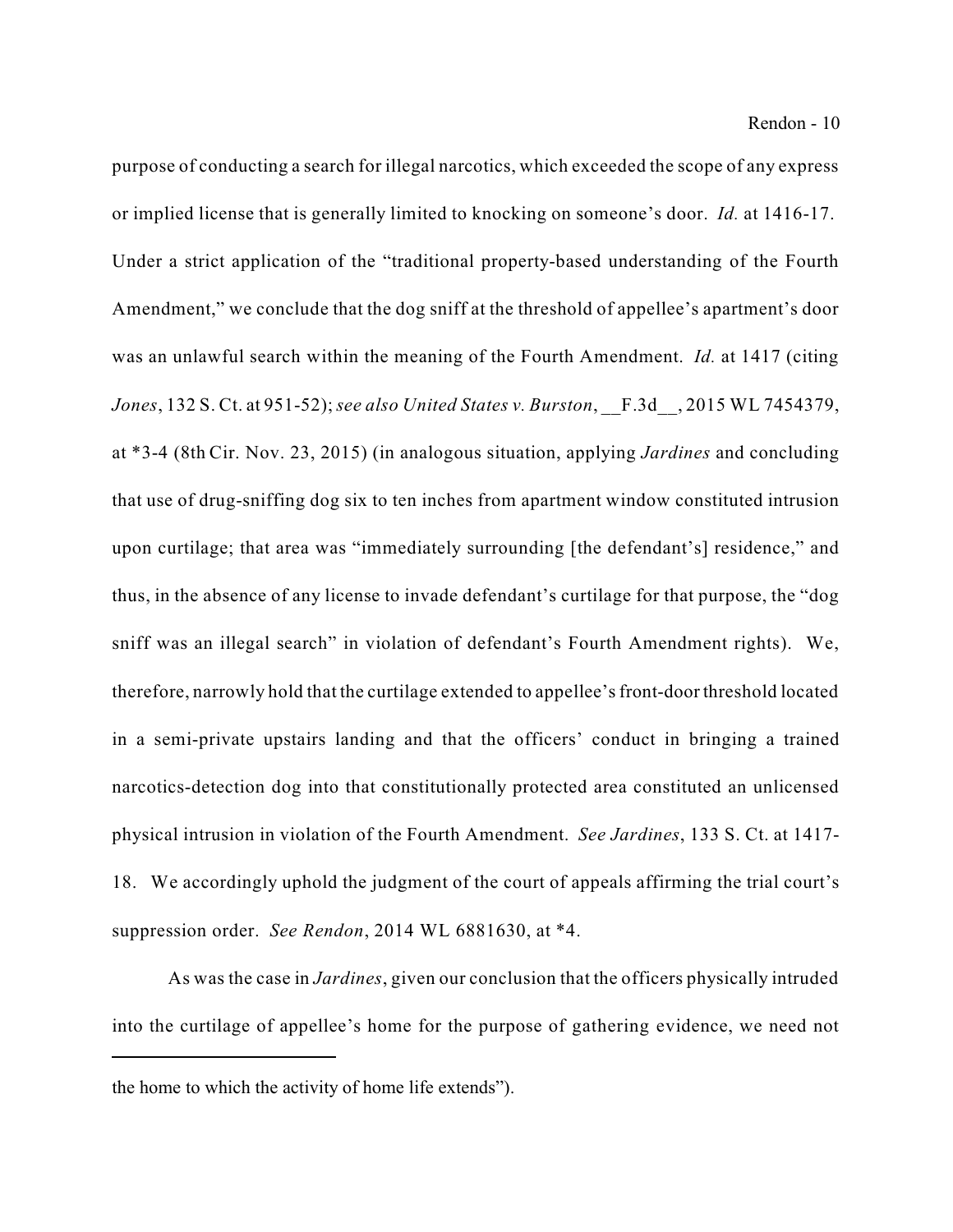purpose of conducting a search for illegal narcotics, which exceeded the scope of any express or implied license that is generally limited to knocking on someone's door. *Id.* at 1416-17. Under a strict application of the "traditional property-based understanding of the Fourth Amendment," we conclude that the dog sniff at the threshold of appellee's apartment's door was an unlawful search within the meaning of the Fourth Amendment. *Id.* at 1417 (citing *Jones*, 132 S. Ct. at 951-52); *see also United States v. Burston*, __F.3d__, 2015 WL 7454379, at *3-4 (8th Cir. Nov. 23, 2015) (in analogous situation, applying *Jardines* and concluding that use of drug-sniffing dog six to ten inches from apartment window constituted intrusion upon curtilage; that area was "immediately surrounding [the defendant's] residence," and thus, in the absence of any license to invade defendant's curtilage for that purpose, the "dog sniff was an illegal search" in violation of defendant's Fourth Amendment rights). We, therefore, narrowly hold that the curtilage extended to appellee's front-door threshold located in a semi-private upstairs landing and that the officers' conduct in bringing a trained narcotics-detection dog into that constitutionally protected area constituted an unlicensed physical intrusion in violation of the Fourth Amendment. *See Jardines*, 133 S. Ct. at 1417-18. We accordingly uphold the judgment of the court of appeals affirming the trial court's suppression order. *See Rendon*, 2014 WL 6881630, at *4.

As was the case in *Jardines*, given our conclusion that the officers physically intruded into the curtilage of appellee's home for the purpose of gathering evidence, we need not

---

the home to which the activity of home life extends").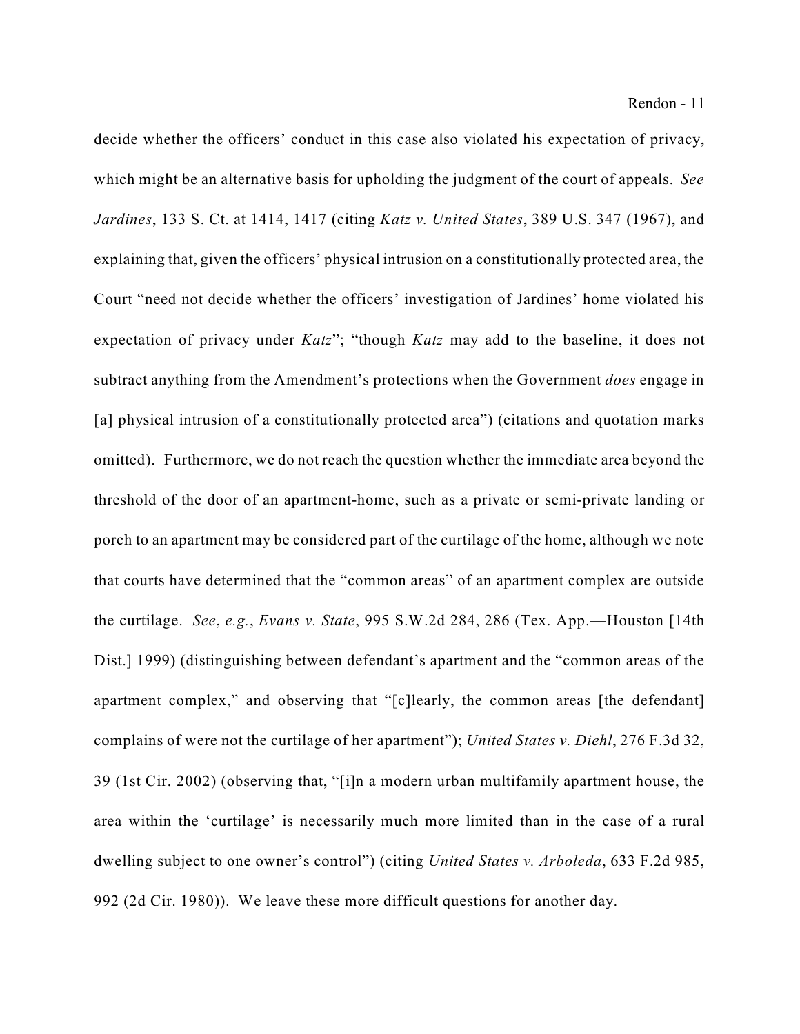decide whether the officers' conduct in this case also violated his expectation of privacy, which might be an alternative basis for upholding the judgment of the court of appeals. *See Jardines*, 133 S. Ct. at 1414, 1417 (citing *Katz v. United States*, 389 U.S. 347 (1967), and explaining that, given the officers' physical intrusion on a constitutionally protected area, the Court "need not decide whether the officers' investigation of Jardines' home violated his expectation of privacy under *Katz*"; "though *Katz* may add to the baseline, it does not subtract anything from the Amendment's protections when the Government *does* engage in [a] physical intrusion of a constitutionally protected area") (citations and quotation marks omitted). Furthermore, we do not reach the question whether the immediate area beyond the threshold of the door of an apartment-home, such as a private or semi-private landing or porch to an apartment may be considered part of the curtilage of the home, although we note that courts have determined that the "common areas" of an apartment complex are outside the curtilage. *See*, *e.g.*, *Evans v. State*, 995 S.W.2d 284, 286 (Tex. App.—Houston [14th Dist.] 1999) (distinguishing between defendant's apartment and the "common areas of the apartment complex," and observing that "[c]learly, the common areas [the defendant] complains of were not the curtilage of her apartment"); *United States v. Diehl*, 276 F.3d 32, 39 (1st Cir. 2002) (observing that, "[i]n a modern urban multifamily apartment house, the area within the 'curtilage' is necessarily much more limited than in the case of a rural dwelling subject to one owner's control") (citing *United States v. Arboleda*, 633 F.2d 985, 992 (2d Cir. 1980)). We leave these more difficult questions for another day.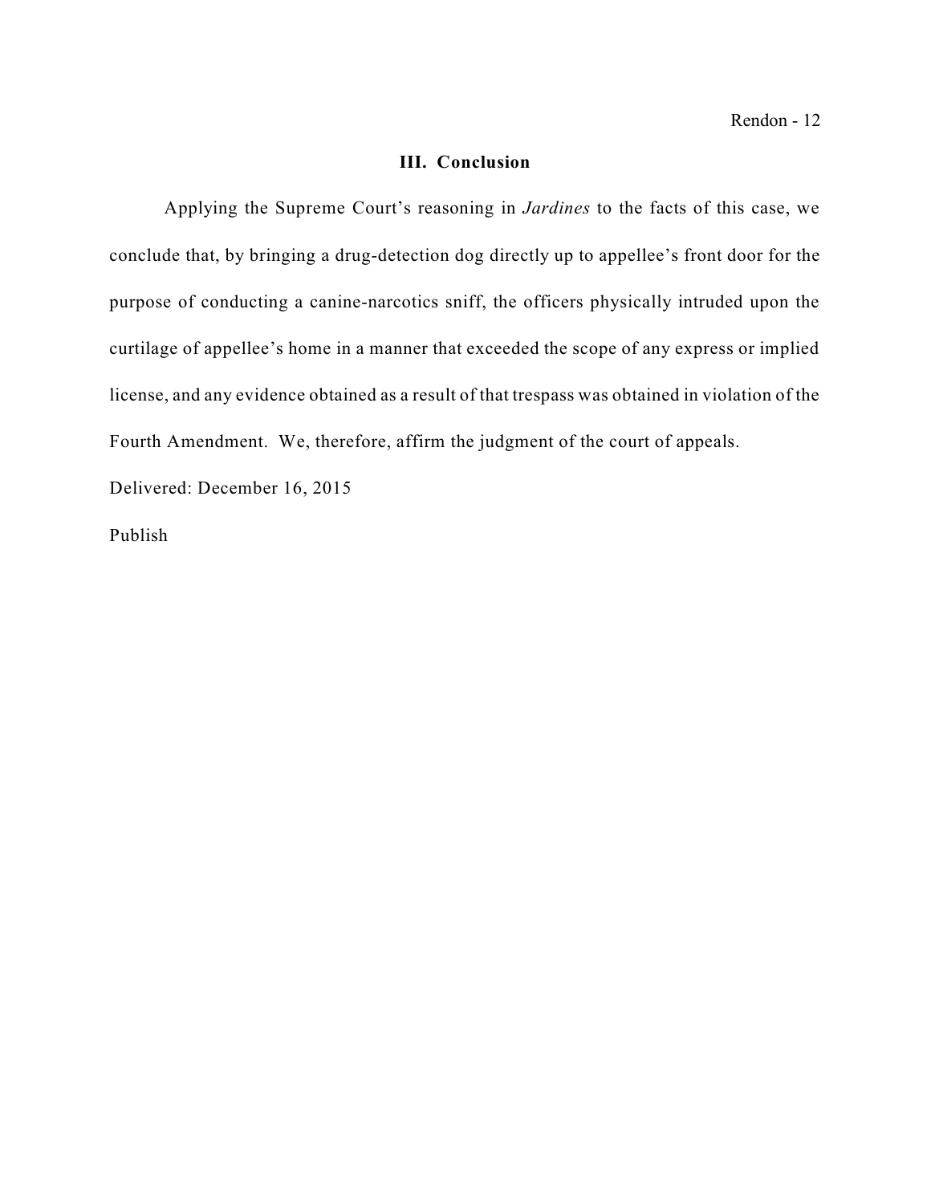## III. Conclusion

Applying the Supreme Court's reasoning in *Jardines* to the facts of this case, we conclude that, by bringing a drug-detection dog directly up to appellee's front door for the purpose of conducting a canine-narcotics sniff, the officers physically intruded upon the curtilage of appellee's home in a manner that exceeded the scope of any express or implied license, and any evidence obtained as a result of that trespass was obtained in violation of the Fourth Amendment. We, therefore, affirm the judgment of the court of appeals.

Delivered: December 16, 2015

Publish